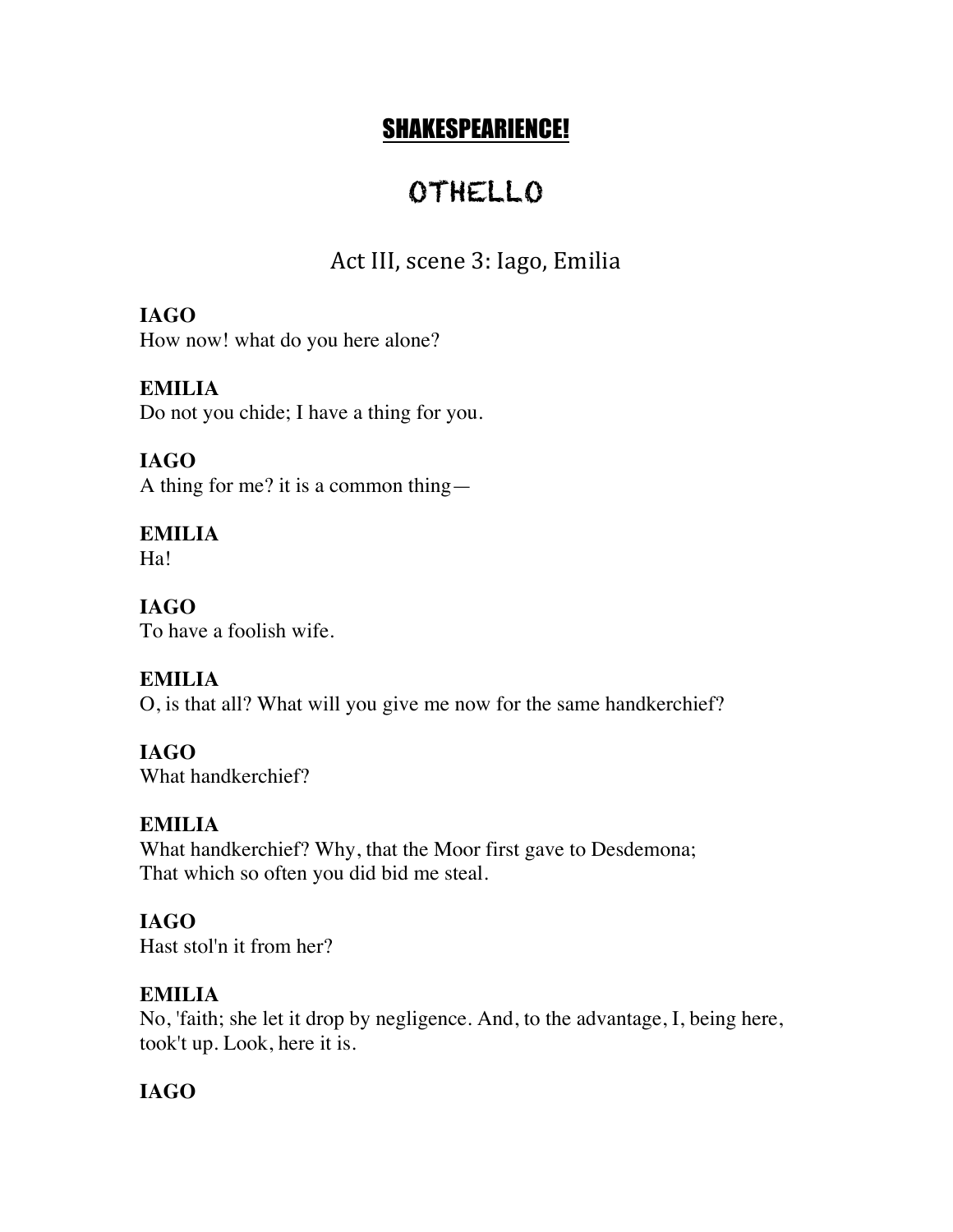# SHAKESPEARIENCE!

# OTHELLO

## Act III, scene 3: Iago, Emilia

**IAGO**
How now! what do you here alone?

**EMILIA**
Do not you chide; I have a thing for you.

**IAGO**
A thing for me? it is a common thing—

**EMILIA**
Ha!

**IAGO**
To have a foolish wife.

**EMILIA**
O, is that all? What will you give me now for the same handkerchief?

**IAGO**
What handkerchief?

**EMILIA**
What handkerchief? Why, that the Moor first gave to Desdemona;
That which so often you did bid me steal.

**IAGO**
Hast stol'n it from her?

**EMILIA**
No, 'faith; she let it drop by negligence. And, to the advantage, I, being here, took't up. Look, here it is.

**IAGO**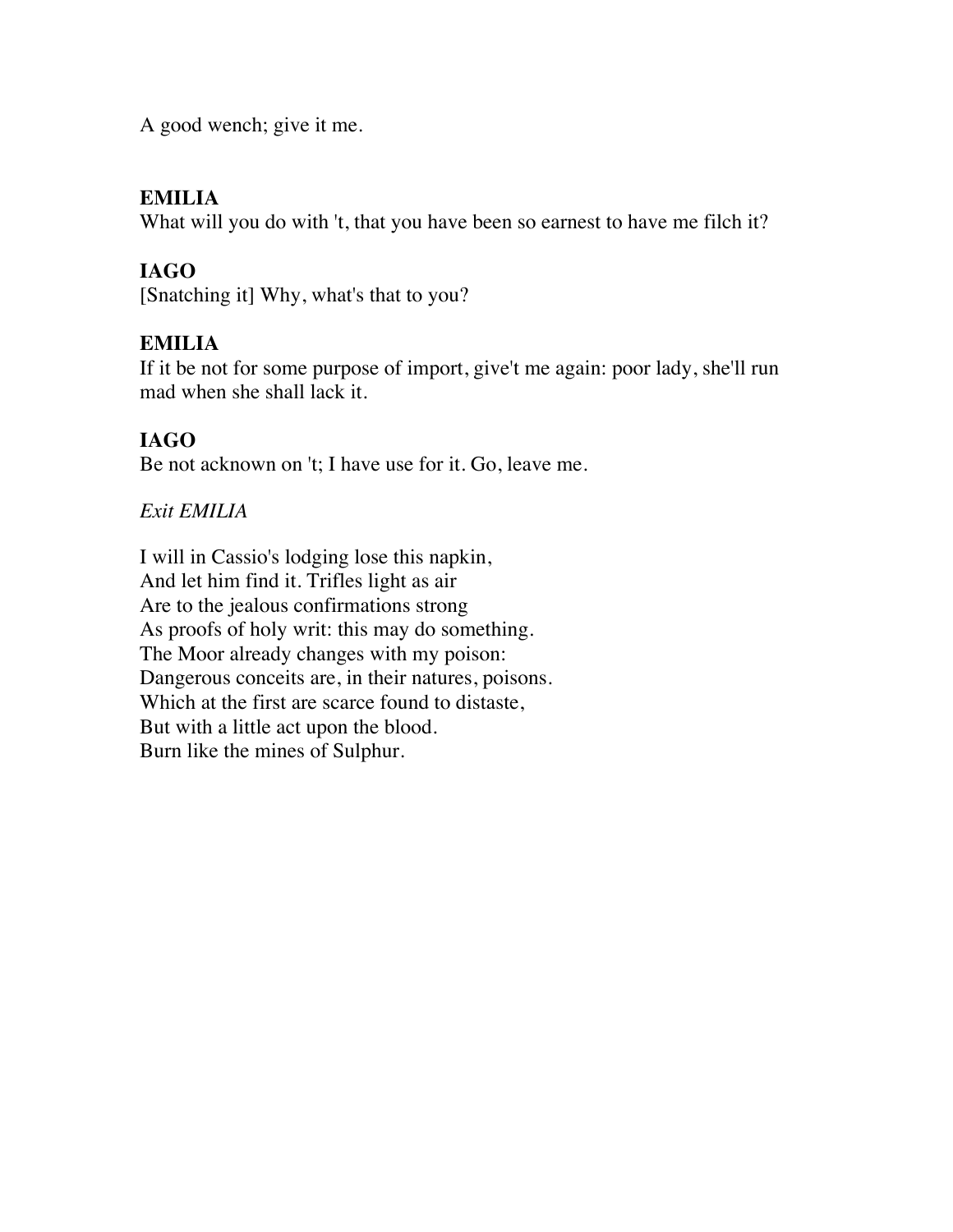A good wench; give it me.

**EMILIA**
What will you do with 't, that you have been so earnest to have me filch it?

**IAGO**
[Snatching it] Why, what's that to you?

**EMILIA**
If it be not for some purpose of import, give't me again: poor lady, she'll run mad when she shall lack it.

**IAGO**
Be not acknown on 't; I have use for it. Go, leave me.

*Exit EMILIA*

I will in Cassio's lodging lose this napkin,
And let him find it. Trifles light as air
Are to the jealous confirmations strong
As proofs of holy writ: this may do something.
The Moor already changes with my poison:
Dangerous conceits are, in their natures, poisons.
Which at the first are scarce found to distaste,
But with a little act upon the blood.
Burn like the mines of Sulphur.